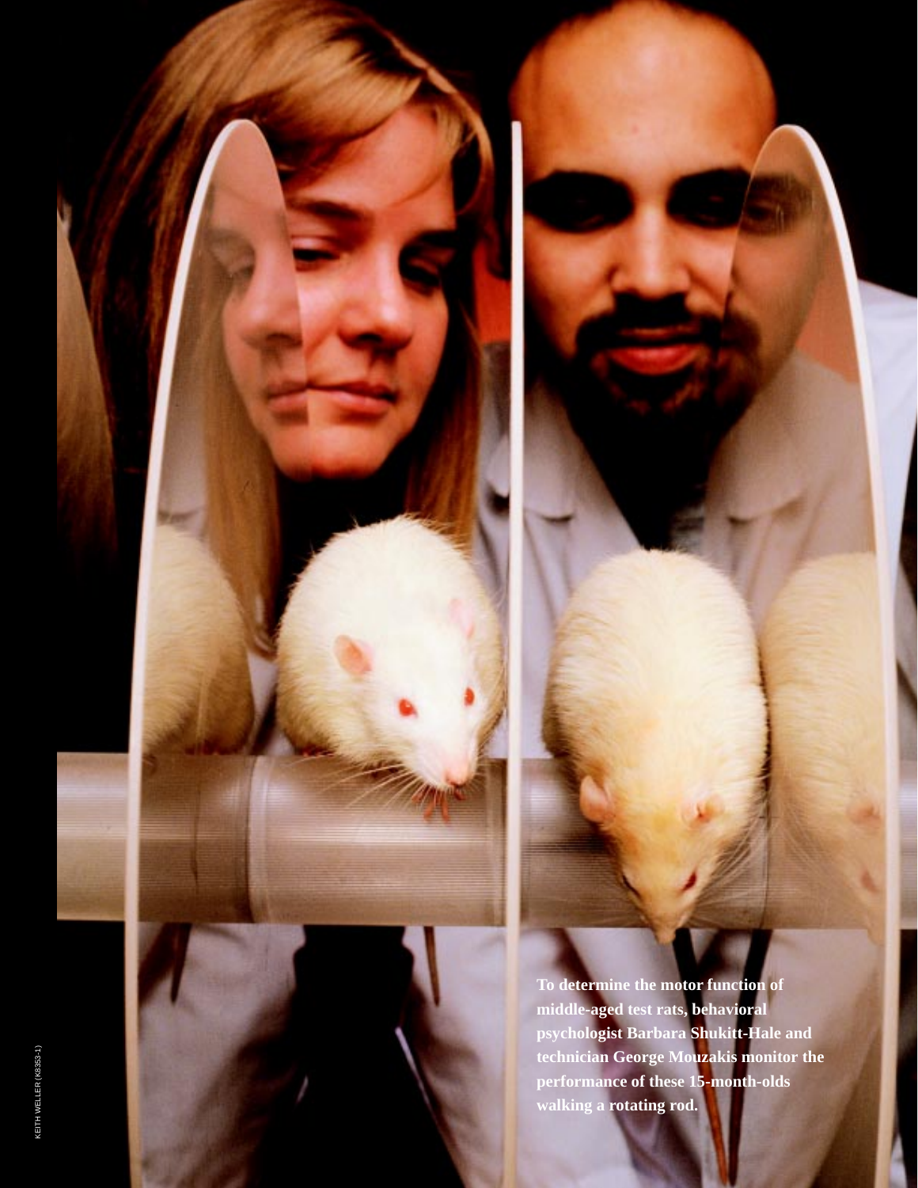To determine the motor function of middle-aged test rats, behavioral psychologist Barbara Shukitt-Hale and technician George Mouzakis monitor the performance of these 15-month-olds walking a rotating rod.

KEITH WELLER (K8353-1)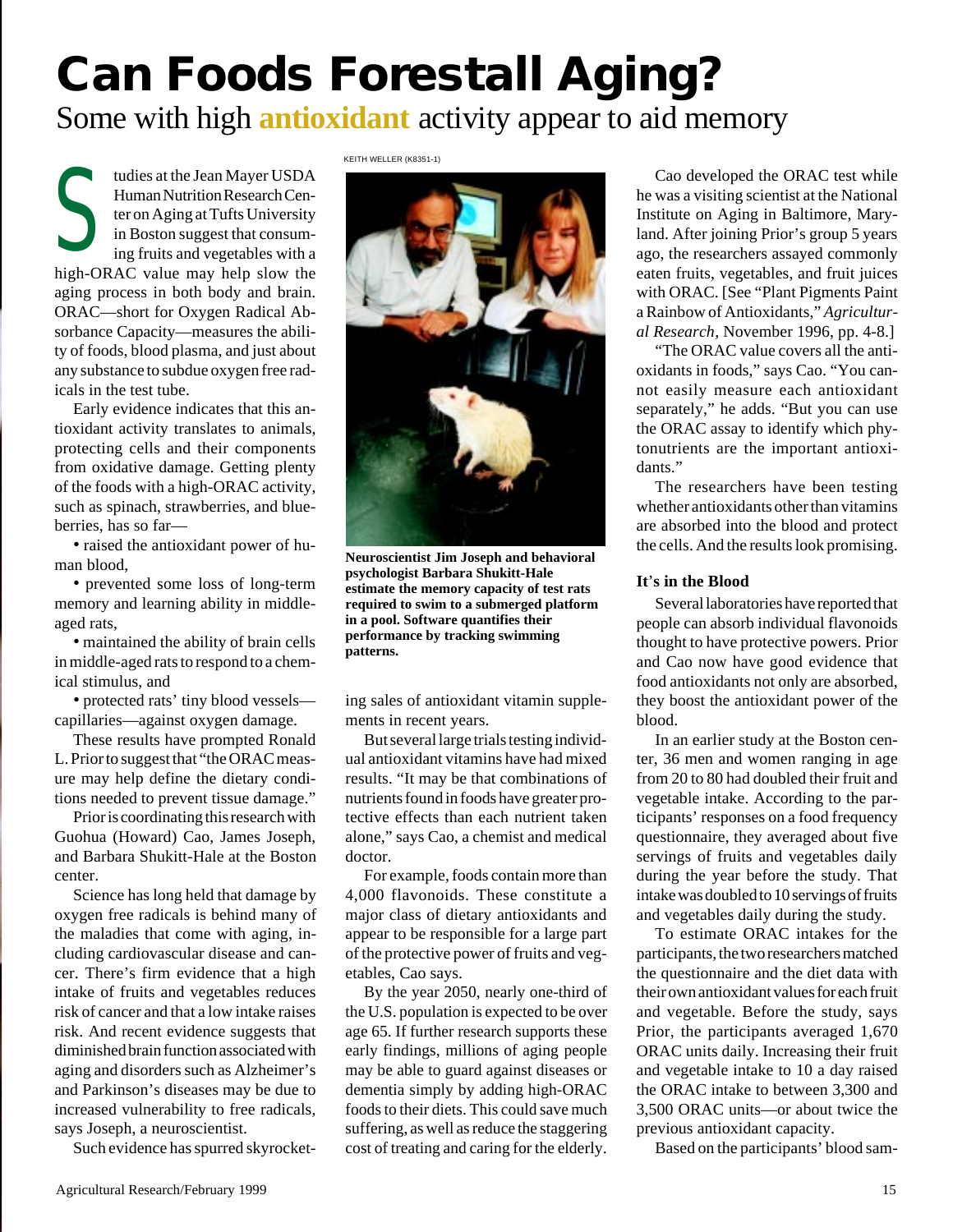# Can Foods Forestall Aging?

## Some with high antioxidant activity appear to aid memory

Studies at the Jean Mayer USDA Human Nutrition Research Center on Aging at Tufts University in Boston suggest that consuming fruits and vegetables with a high-ORAC value may help slow the aging process in both body and brain. ORAC—short for Oxygen Radical Absorbance Capacity—measures the ability of foods, blood plasma, and just about any substance to subdue oxygen free radicals in the test tube.

Early evidence indicates that this antioxidant activity translates to animals, protecting cells and their components from oxidative damage. Getting plenty of the foods with a high-ORAC activity, such as spinach, strawberries, and blueberries, has so far—

- raised the antioxidant power of human blood,
- prevented some loss of long-term memory and learning ability in middle-aged rats,
- maintained the ability of brain cells in middle-aged rats to respond to a chemical stimulus, and
- protected rats' tiny blood vessels—capillaries—against oxygen damage.

These results have prompted Ronald L. Prior to suggest that "the ORAC measure may help define the dietary conditions needed to prevent tissue damage."

Prior is coordinating this research with Guohua (Howard) Cao, James Joseph, and Barbara Shukitt-Hale at the Boston center.

Science has long held that damage by oxygen free radicals is behind many of the maladies that come with aging, including cardiovascular disease and cancer. There's firm evidence that a high intake of fruits and vegetables reduces risk of cancer and that a low intake raises risk. And recent evidence suggests that diminished brain function associated with aging and disorders such as Alzheimer's and Parkinson's diseases may be due to increased vulnerability to free radicals, says Joseph, a neuroscientist.

Such evidence has spurred skyrocketing sales of antioxidant vitamin supplements in recent years.

KEITH WELLER (K8351-1)

**Neuroscientist Jim Joseph and behavioral psychologist Barbara Shukitt-Hale estimate the memory capacity of test rats required to swim to a submerged platform in a pool. Software quantifies their performance by tracking swimming patterns.**

But several large trials testing individual antioxidant vitamins have had mixed results. "It may be that combinations of nutrients found in foods have greater protective effects than each nutrient taken alone," says Cao, a chemist and medical doctor.

For example, foods contain more than 4,000 flavonoids. These constitute a major class of dietary antioxidants and appear to be responsible for a large part of the protective power of fruits and vegetables, Cao says.

By the year 2050, nearly one-third of the U.S. population is expected to be over age 65. If further research supports these early findings, millions of aging people may be able to guard against diseases or dementia simply by adding high-ORAC foods to their diets. This could save much suffering, as well as reduce the staggering cost of treating and caring for the elderly.

Cao developed the ORAC test while he was a visiting scientist at the National Institute on Aging in Baltimore, Maryland. After joining Prior's group 5 years ago, the researchers assayed commonly eaten fruits, vegetables, and fruit juices with ORAC. [See "Plant Pigments Paint a Rainbow of Antioxidants," *Agricultural Research*, November 1996, pp. 4-8.]

"The ORAC value covers all the antioxidants in foods," says Cao. "You cannot easily measure each antioxidant separately," he adds. "But you can use the ORAC assay to identify which phytonutrients are the important antioxidants."

The researchers have been testing whether antioxidants other than vitamins are absorbed into the blood and protect the cells. And the results look promising.

### It's in the Blood

Several laboratories have reported that people can absorb individual flavonoids thought to have protective powers. Prior and Cao now have good evidence that food antioxidants not only are absorbed, they boost the antioxidant power of the blood.

In an earlier study at the Boston center, 36 men and women ranging in age from 20 to 80 had doubled their fruit and vegetable intake. According to the participants' responses on a food frequency questionnaire, they averaged about five servings of fruits and vegetables daily during the year before the study. That intake was doubled to 10 servings of fruits and vegetables daily during the study.

To estimate ORAC intakes for the participants, the two researchers matched the questionnaire and the diet data with their own antioxidant values for each fruit and vegetable. Before the study, says Prior, the participants averaged 1,670 ORAC units daily. Increasing their fruit and vegetable intake to 10 a day raised the ORAC intake to between 3,300 and 3,500 ORAC units—or about twice the previous antioxidant capacity.

Based on the participants' blood sam-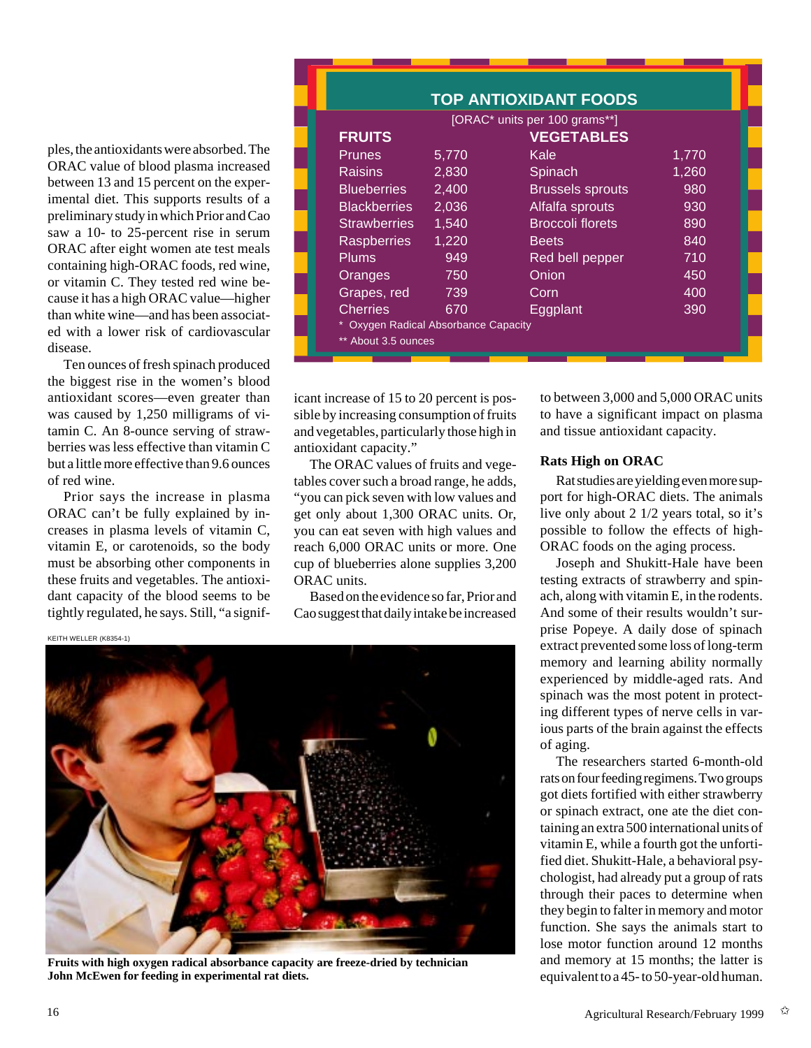ples, the antioxidants were absorbed. The ORAC value of blood plasma increased between 13 and 15 percent on the experimental diet. This supports results of a preliminary study in which Prior and Cao saw a 10- to 25-percent rise in serum ORAC after eight women ate test meals containing high-ORAC foods, red wine, or vitamin C. They tested red wine because it has a high ORAC value—higher than white wine—and has been associated with a lower risk of cardiovascular disease.

Ten ounces of fresh spinach produced the biggest rise in the women's blood antioxidant scores—even greater than was caused by 1,250 milligrams of vitamin C. An 8-ounce serving of strawberries was less effective than vitamin C but a little more effective than 9.6 ounces of red wine.

Prior says the increase in plasma ORAC can't be fully explained by increases in plasma levels of vitamin C, vitamin E, or carotenoids, so the body must be absorbing other components in these fruits and vegetables. The antioxidant capacity of the blood seems to be tightly regulated, he says. Still, "a significant increase of 15 to 20 percent is possible by increasing consumption of fruits and vegetables, particularly those high in antioxidant capacity."

The ORAC values of fruits and vegetables cover such a broad range, he adds, "you can pick seven with low values and get only about 1,300 ORAC units. Or, you can eat seven with high values and reach 6,000 ORAC units or more. One cup of blueberries alone supplies 3,200 ORAC units.

Based on the evidence so far, Prior and Cao suggest that daily intake be increased to between 3,000 and 5,000 ORAC units to have a significant impact on plasma and tissue antioxidant capacity.

### TOP ANTIOXIDANT FOODS

[ORAC* units per 100 grams**]

| FRUITS | | VEGETABLES | |
|---|---|---|---|
| Prunes | 5,770 | Kale | 1,770 |
| Raisins | 2,830 | Spinach | 1,260 |
| Blueberries | 2,400 | Brussels sprouts | 980 |
| Blackberries | 2,036 | Alfalfa sprouts | 930 |
| Strawberries | 1,540 | Broccoli florets | 890 |
| Raspberries | 1,220 | Beets | 840 |
| Plums | 949 | Red bell pepper | 710 |
| Oranges | 750 | Onion | 450 |
| Grapes, red | 739 | Corn | 400 |
| Cherries | 670 | Eggplant | 390 |

\* Oxygen Radical Absorbance Capacity

** About 3.5 ounces

KEITH WELLER (K8354-1)

**Fruits with high oxygen radical absorbance capacity are freeze-dried by technician John McEwen for feeding in experimental rat diets.**

### Rats High on ORAC

Rat studies are yielding even more support for high-ORAC diets. The animals live only about 2 1/2 years total, so it's possible to follow the effects of high-ORAC foods on the aging process.

Joseph and Shukitt-Hale have been testing extracts of strawberry and spinach, along with vitamin E, in the rodents. And some of their results wouldn't surprise Popeye. A daily dose of spinach extract prevented some loss of long-term memory and learning ability normally experienced by middle-aged rats. And spinach was the most potent in protecting different types of nerve cells in various parts of the brain against the effects of aging.

The researchers started 6-month-old rats on four feeding regimens. Two groups got diets fortified with either strawberry or spinach extract, one ate the diet containing an extra 500 international units of vitamin E, while a fourth got the unfortified diet. Shukitt-Hale, a behavioral psychologist, had already put a group of rats through their paces to determine when they begin to falter in memory and motor function. She says the animals start to lose motor function around 12 months and memory at 15 months; the latter is equivalent to a 45- to 50-year-old human.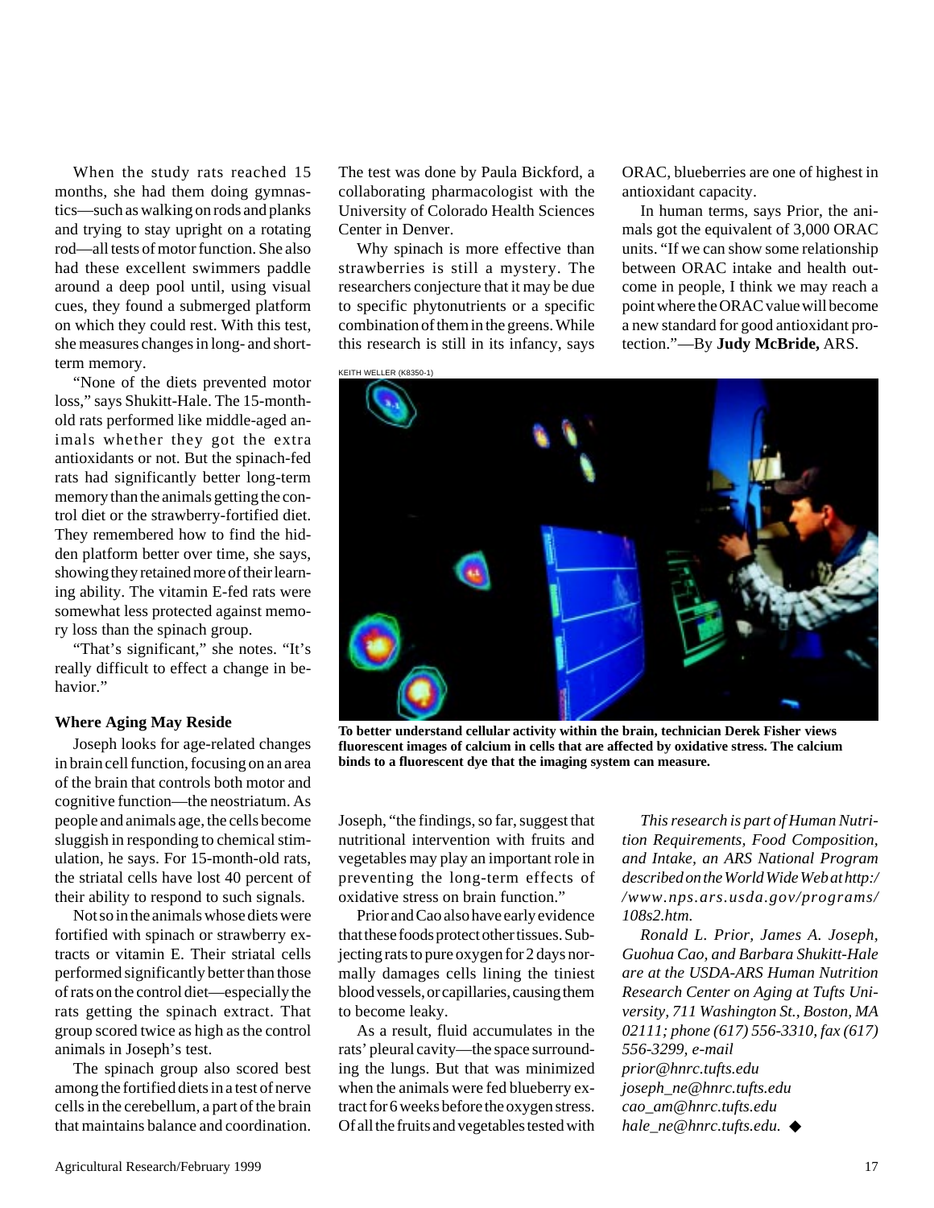When the study rats reached 15 months, she had them doing gymnastics—such as walking on rods and planks and trying to stay upright on a rotating rod—all tests of motor function. She also had these excellent swimmers paddle around a deep pool until, using visual cues, they found a submerged platform on which they could rest. With this test, she measures changes in long- and short-term memory.

"None of the diets prevented motor loss," says Shukitt-Hale. The 15-month-old rats performed like middle-aged animals whether they got the extra antioxidants or not. But the spinach-fed rats had significantly better long-term memory than the animals getting the control diet or the strawberry-fortified diet. They remembered how to find the hidden platform better over time, she says, showing they retained more of their learning ability. The vitamin E-fed rats were somewhat less protected against memory loss than the spinach group.

"That's significant," she notes. "It's really difficult to effect a change in behavior."

### Where Aging May Reside

Joseph looks for age-related changes in brain cell function, focusing on an area of the brain that controls both motor and cognitive function—the neostriatum. As people and animals age, the cells become sluggish in responding to chemical stimulation, he says. For 15-month-old rats, the striatal cells have lost 40 percent of their ability to respond to such signals.

Not so in the animals whose diets were fortified with spinach or strawberry extracts or vitamin E. Their striatal cells performed significantly better than those of rats on the control diet—especially the rats getting the spinach extract. That group scored twice as high as the control animals in Joseph's test.

The spinach group also scored best among the fortified diets in a test of nerve cells in the cerebellum, a part of the brain that maintains balance and coordination. The test was done by Paula Bickford, a collaborating pharmacologist with the University of Colorado Health Sciences Center in Denver.

Why spinach is more effective than strawberries is still a mystery. The researchers conjecture that it may be due to specific phytonutrients or a specific combination of them in the greens. While this research is still in its infancy, says Joseph, "the findings, so far, suggest that nutritional intervention with fruits and vegetables may play an important role in preventing the long-term effects of oxidative stress on brain function."

Prior and Cao also have early evidence that these foods protect other tissues. Subjecting rats to pure oxygen for 2 days normally damages cells lining the tiniest blood vessels, or capillaries, causing them to become leaky.

As a result, fluid accumulates in the rats' pleural cavity—the space surrounding the lungs. But that was minimized when the animals were fed blueberry extract for 6 weeks before the oxygen stress. Of all the fruits and vegetables tested with ORAC, blueberries are one of highest in antioxidant capacity.

In human terms, says Prior, the animals got the equivalent of 3,000 ORAC units. "If we can show some relationship between ORAC intake and health outcome in people, I think we may reach a point where the ORAC value will become a new standard for good antioxidant protection."—By **Judy McBride,** ARS.

KEITH WELLER (K8350-1)

**To better understand cellular activity within the brain, technician Derek Fisher views fluorescent images of calcium in cells that are affected by oxidative stress. The calcium binds to a fluorescent dye that the imaging system can measure.**

*This research is part of Human Nutrition Requirements, Food Composition, and Intake, an ARS National Program described on the World Wide Web at http://www.nps.ars.usda.gov/programs/108s2.htm.*

*Ronald L. Prior, James A. Joseph, Guohua Cao, and Barbara Shukitt-Hale are at the USDA-ARS Human Nutrition Research Center on Aging at Tufts University, 711 Washington St., Boston, MA 02111; phone (617) 556-3310, fax (617) 556-3299, e-mail prior@hnrc.tufts.edu joseph_ne@hnrc.tufts.edu cao_am@hnrc.tufts.edu hale_ne@hnrc.tufts.edu.* ◆